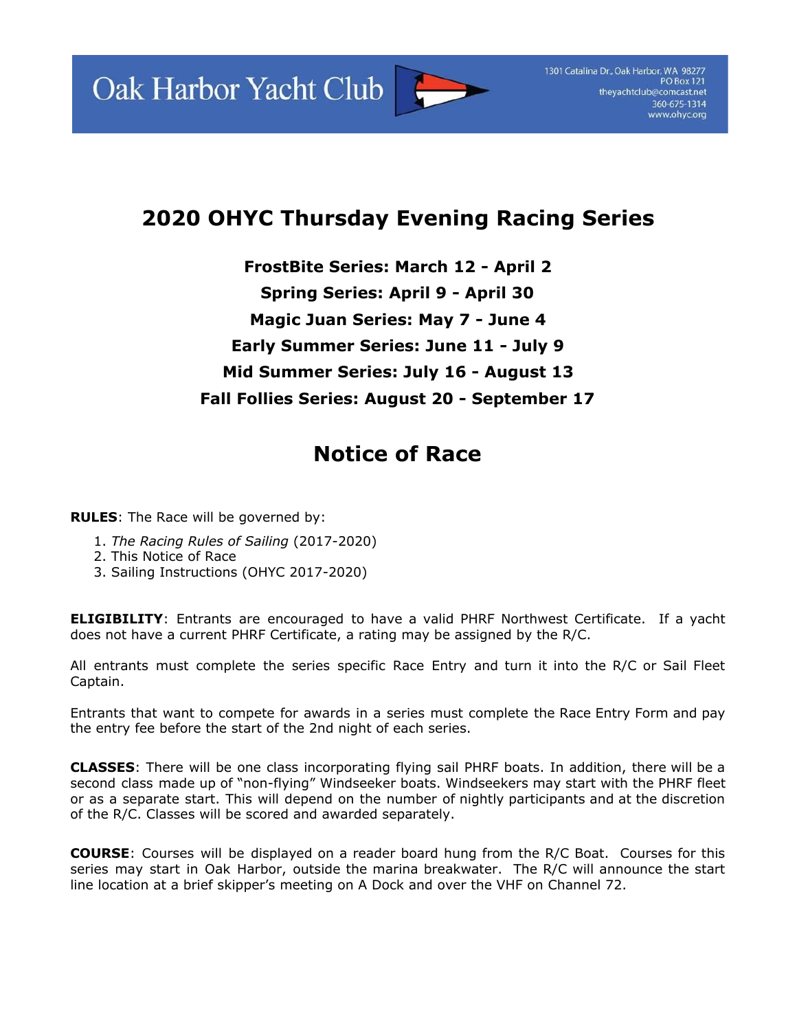Oak Harbor Yacht Club

1301 Catalina Dr., Oak Harbor, WA 98277
PO Box 121
theyachtclub@comcast.net
360-675-1314
www.ohyc.org

# 2020 OHYC Thursday Evening Racing Series

**FrostBite Series: March 12 - April 2**

**Spring Series: April 9 - April 30**

**Magic Juan Series: May 7 - June 4**

**Early Summer Series: June 11 - July 9**

**Mid Summer Series: July 16 - August 13**

**Fall Follies Series: August 20 - September 17**

# Notice of Race

**RULES**: The Race will be governed by:

1. *The Racing Rules of Sailing* (2017-2020)
2. This Notice of Race
3. Sailing Instructions (OHYC 2017-2020)

**ELIGIBILITY**: Entrants are encouraged to have a valid PHRF Northwest Certificate. If a yacht does not have a current PHRF Certificate, a rating may be assigned by the R/C.

All entrants must complete the series specific Race Entry and turn it into the R/C or Sail Fleet Captain.

Entrants that want to compete for awards in a series must complete the Race Entry Form and pay the entry fee before the start of the 2nd night of each series.

**CLASSES**: There will be one class incorporating flying sail PHRF boats. In addition, there will be a second class made up of "non-flying" Windseeker boats. Windseekers may start with the PHRF fleet or as a separate start. This will depend on the number of nightly participants and at the discretion of the R/C. Classes will be scored and awarded separately.

**COURSE**: Courses will be displayed on a reader board hung from the R/C Boat. Courses for this series may start in Oak Harbor, outside the marina breakwater. The R/C will announce the start line location at a brief skipper's meeting on A Dock and over the VHF on Channel 72.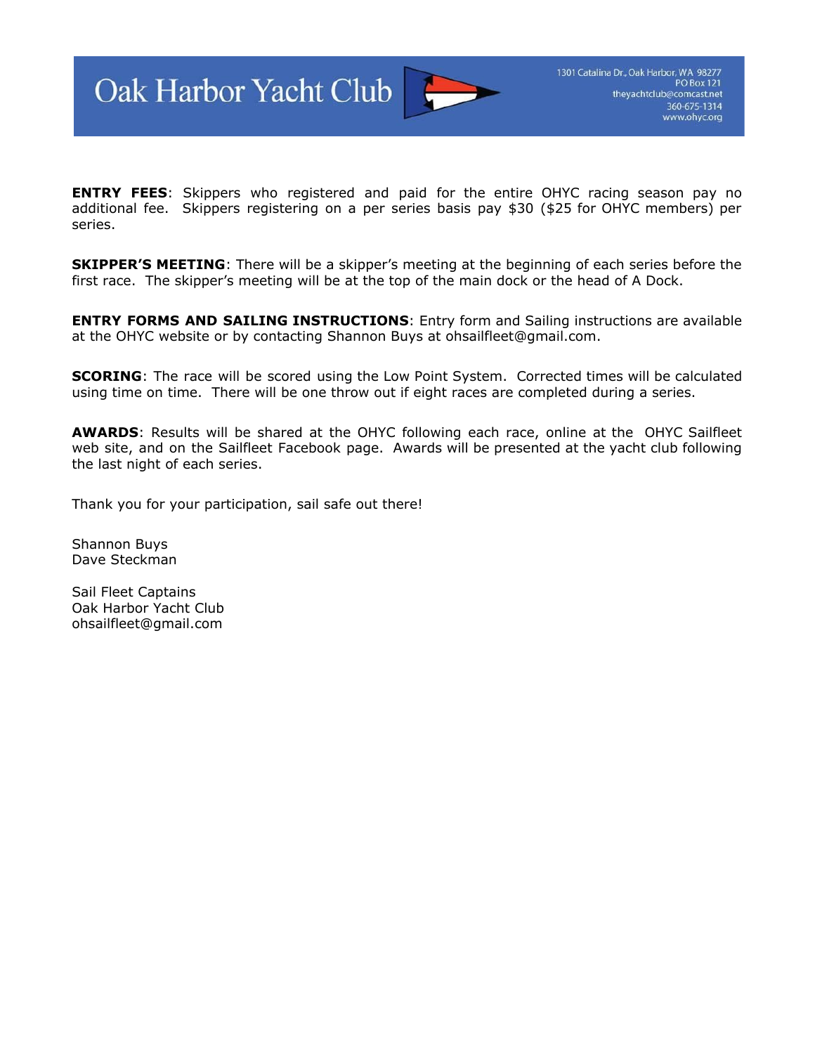**ENTRY FEES**: Skippers who registered and paid for the entire OHYC racing season pay no additional fee. Skippers registering on a per series basis pay $30 ($25 for OHYC members) per series.

**SKIPPER'S MEETING**: There will be a skipper's meeting at the beginning of each series before the first race. The skipper's meeting will be at the top of the main dock or the head of A Dock.

**ENTRY FORMS AND SAILING INSTRUCTIONS**: Entry form and Sailing instructions are available at the OHYC website or by contacting Shannon Buys at ohsailfleet@gmail.com.

**SCORING**: The race will be scored using the Low Point System. Corrected times will be calculated using time on time. There will be one throw out if eight races are completed during a series.

**AWARDS**: Results will be shared at the OHYC following each race, online at the OHYC Sailfleet web site, and on the Sailfleet Facebook page. Awards will be presented at the yacht club following the last night of each series.

Thank you for your participation, sail safe out there!

Shannon Buys
Dave Steckman

Sail Fleet Captains
Oak Harbor Yacht Club
ohsailfleet@gmail.com